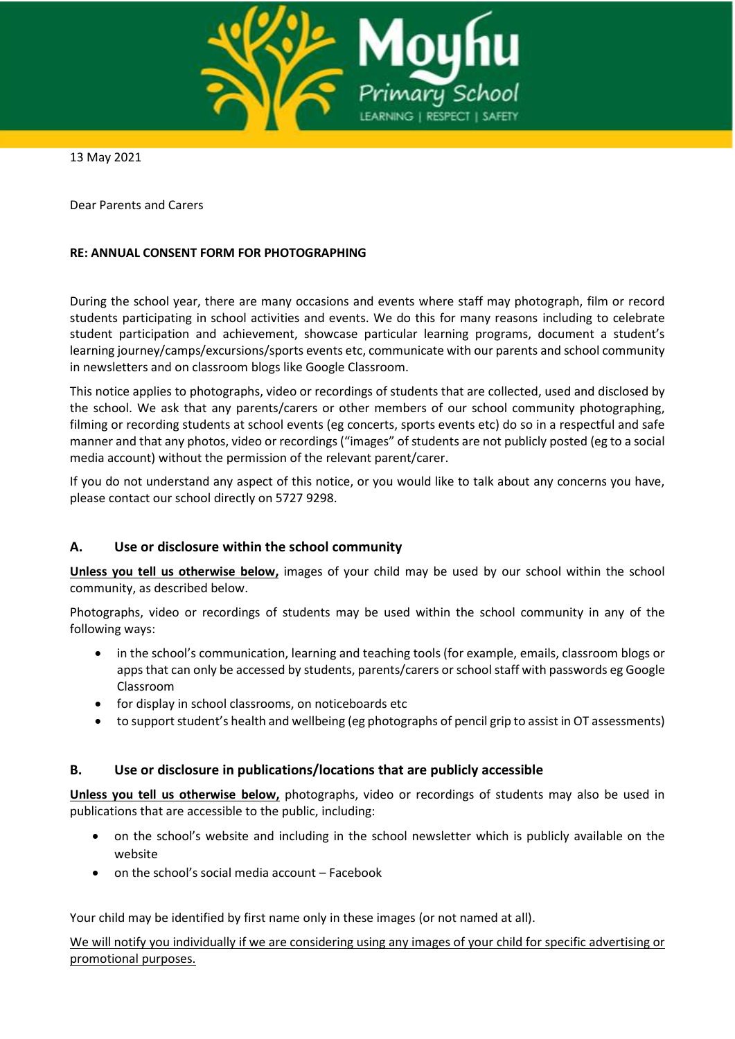Moyhu Primary School

LEARNING | RESPECT | SAFETY

13 May 2021

Dear Parents and Carers

**RE: ANNUAL CONSENT FORM FOR PHOTOGRAPHING**

During the school year, there are many occasions and events where staff may photograph, film or record students participating in school activities and events. We do this for many reasons including to celebrate student participation and achievement, showcase particular learning programs, document a student's learning journey/camps/excursions/sports events etc, communicate with our parents and school community in newsletters and on classroom blogs like Google Classroom.

This notice applies to photographs, video or recordings of students that are collected, used and disclosed by the school. We ask that any parents/carers or other members of our school community photographing, filming or recording students at school events (eg concerts, sports events etc) do so in a respectful and safe manner and that any photos, video or recordings ("images" of students are not publicly posted (eg to a social media account) without the permission of the relevant parent/carer.

If you do not understand any aspect of this notice, or you would like to talk about any concerns you have, please contact our school directly on 5727 9298.

## A. Use or disclosure within the school community

**Unless you tell us otherwise below,** images of your child may be used by our school within the school community, as described below.

Photographs, video or recordings of students may be used within the school community in any of the following ways:

- in the school's communication, learning and teaching tools (for example, emails, classroom blogs or apps that can only be accessed by students, parents/carers or school staff with passwords eg Google Classroom
- for display in school classrooms, on noticeboards etc
- to support student's health and wellbeing (eg photographs of pencil grip to assist in OT assessments)

## B. Use or disclosure in publications/locations that are publicly accessible

**Unless you tell us otherwise below,** photographs, video or recordings of students may also be used in publications that are accessible to the public, including:

- on the school's website and including in the school newsletter which is publicly available on the website
- on the school's social media account – Facebook

Your child may be identified by first name only in these images (or not named at all).

We will notify you individually if we are considering using any images of your child for specific advertising or promotional purposes.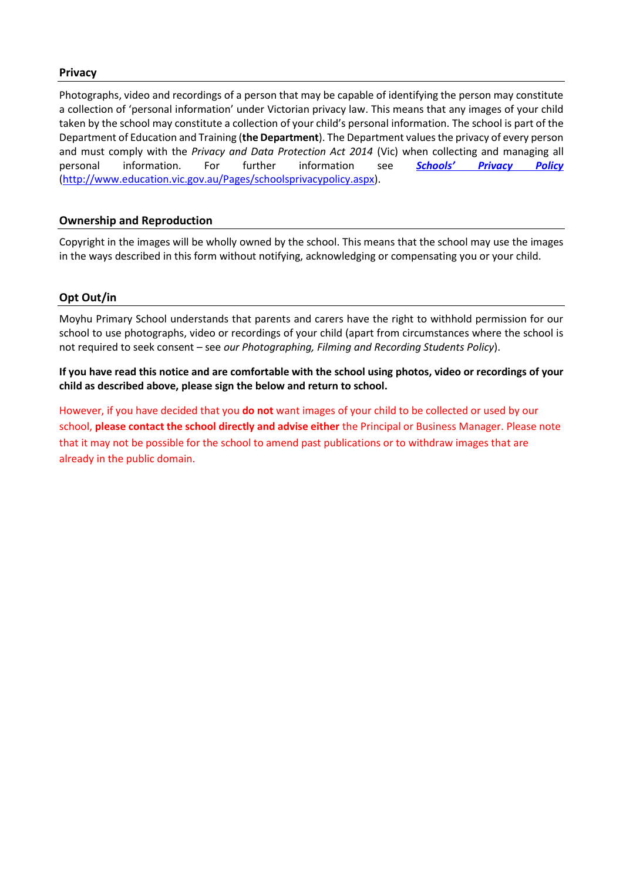## Privacy

Photographs, video and recordings of a person that may be capable of identifying the person may constitute a collection of 'personal information' under Victorian privacy law. This means that any images of your child taken by the school may constitute a collection of your child's personal information. The school is part of the Department of Education and Training (**the Department**). The Department values the privacy of every person and must comply with the *Privacy and Data Protection Act 2014* (Vic) when collecting and managing all personal information. For further information see [***Schools' Privacy Policy***](http://www.education.vic.gov.au/Pages/schoolsprivacypolicy.aspx) (http://www.education.vic.gov.au/Pages/schoolsprivacypolicy.aspx).

## Ownership and Reproduction

Copyright in the images will be wholly owned by the school. This means that the school may use the images in the ways described in this form without notifying, acknowledging or compensating you or your child.

## Opt Out/in

Moyhu Primary School understands that parents and carers have the right to withhold permission for our school to use photographs, video or recordings of your child (apart from circumstances where the school is not required to seek consent – see *our Photographing, Filming and Recording Students Policy*).

**If you have read this notice and are comfortable with the school using photos, video or recordings of your child as described above, please sign the below and return to school.**

However, if you have decided that you **do not** want images of your child to be collected or used by our school, **please contact the school directly and advise either** the Principal or Business Manager. Please note that it may not be possible for the school to amend past publications or to withdraw images that are already in the public domain.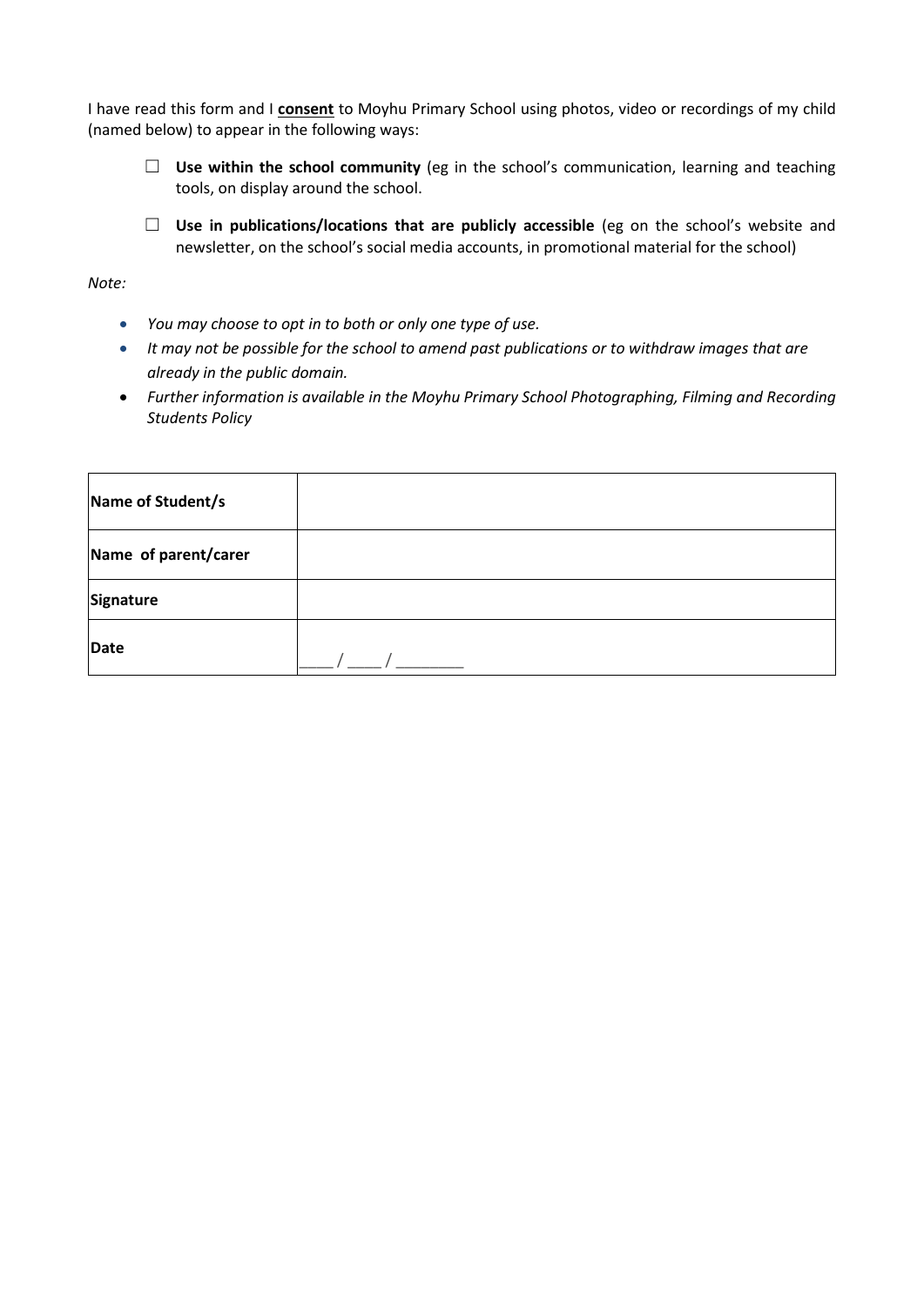I have read this form and I **consent** to Moyhu Primary School using photos, video or recordings of my child (named below) to appear in the following ways:

- ☐ **Use within the school community** (eg in the school's communication, learning and teaching tools, on display around the school.
- ☐ **Use in publications/locations that are publicly accessible** (eg on the school's website and newsletter, on the school's social media accounts, in promotional material for the school)

*Note:*

- *You may choose to opt in to both or only one type of use.*
- *It may not be possible for the school to amend past publications or to withdraw images that are already in the public domain.*
- *Further information is available in the Moyhu Primary School Photographing, Filming and Recording Students Policy*

| | |
|---|---|
| **Name of Student/s** | |
| **Name of parent/carer** | |
| **Signature** | |
| **Date** | ____ / ____ / ________ |